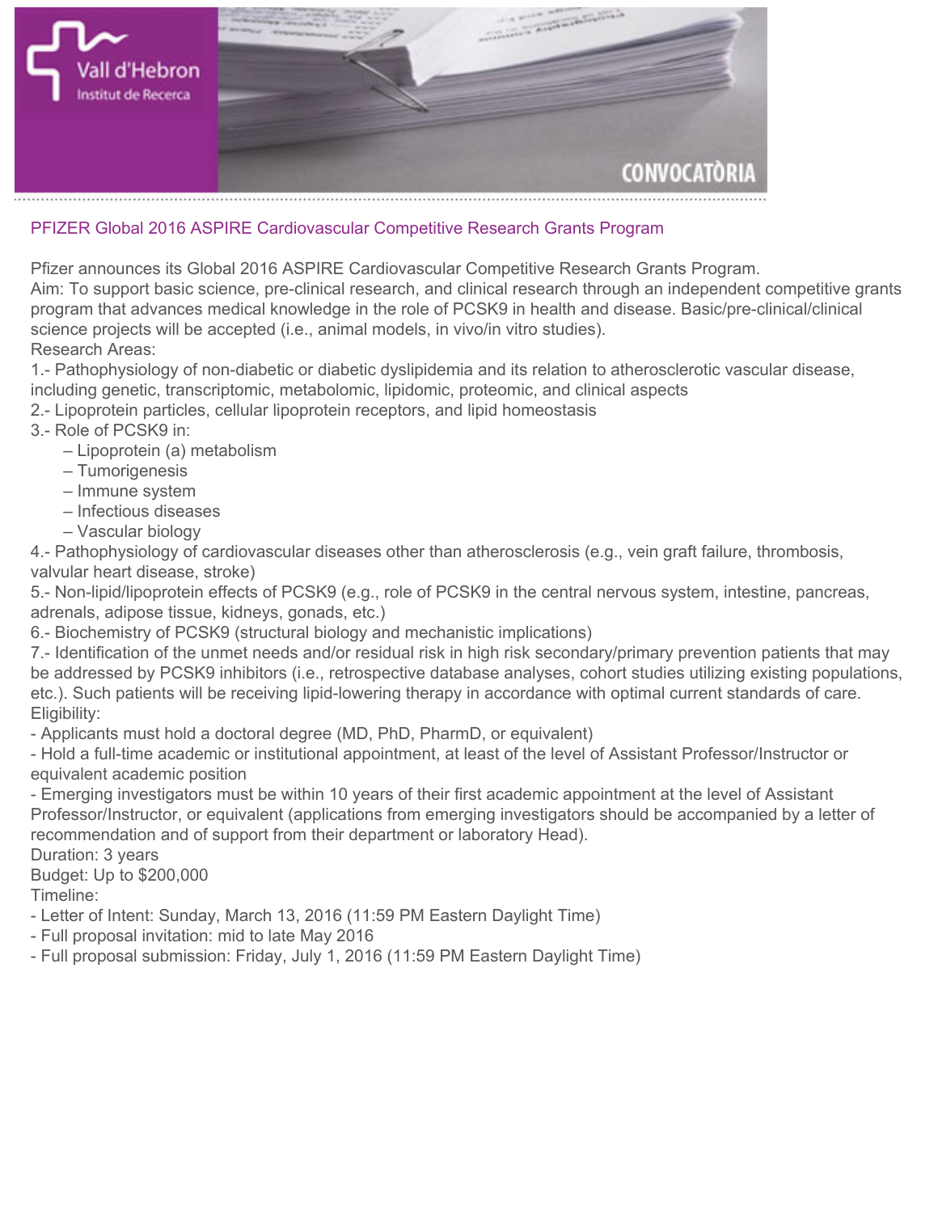## PFIZER Global 2016 ASPIRE Cardiovascular Competitive Research Grants Program

Pfizer announces its Global 2016 ASPIRE Cardiovascular Competitive Research Grants Program.
Aim: To support basic science, pre-clinical research, and clinical research through an independent competitive grants program that advances medical knowledge in the role of PCSK9 in health and disease. Basic/pre-clinical/clinical science projects will be accepted (i.e., animal models, in vivo/in vitro studies).
Research Areas:
1.- Pathophysiology of non-diabetic or diabetic dyslipidemia and its relation to atherosclerotic vascular disease, including genetic, transcriptomic, metabolomic, lipidomic, proteomic, and clinical aspects
2.- Lipoprotein particles, cellular lipoprotein receptors, and lipid homeostasis
3.- Role of PCSK9 in:
– Lipoprotein (a) metabolism
– Tumorigenesis
– Immune system
– Infectious diseases
– Vascular biology
4.- Pathophysiology of cardiovascular diseases other than atherosclerosis (e.g., vein graft failure, thrombosis, valvular heart disease, stroke)
5.- Non-lipid/lipoprotein effects of PCSK9 (e.g., role of PCSK9 in the central nervous system, intestine, pancreas, adrenals, adipose tissue, kidneys, gonads, etc.)
6.- Biochemistry of PCSK9 (structural biology and mechanistic implications)
7.- Identification of the unmet needs and/or residual risk in high risk secondary/primary prevention patients that may be addressed by PCSK9 inhibitors (i.e., retrospective database analyses, cohort studies utilizing existing populations, etc.). Such patients will be receiving lipid-lowering therapy in accordance with optimal current standards of care.
Eligibility:
- Applicants must hold a doctoral degree (MD, PhD, PharmD, or equivalent)
- Hold a full-time academic or institutional appointment, at least of the level of Assistant Professor/Instructor or equivalent academic position
- Emerging investigators must be within 10 years of their first academic appointment at the level of Assistant Professor/Instructor, or equivalent (applications from emerging investigators should be accompanied by a letter of recommendation and of support from their department or laboratory Head).
Duration: 3 years
Budget: Up to $200,000
Timeline:
- Letter of Intent: Sunday, March 13, 2016 (11:59 PM Eastern Daylight Time)
- Full proposal invitation: mid to late May 2016
- Full proposal submission: Friday, July 1, 2016 (11:59 PM Eastern Daylight Time)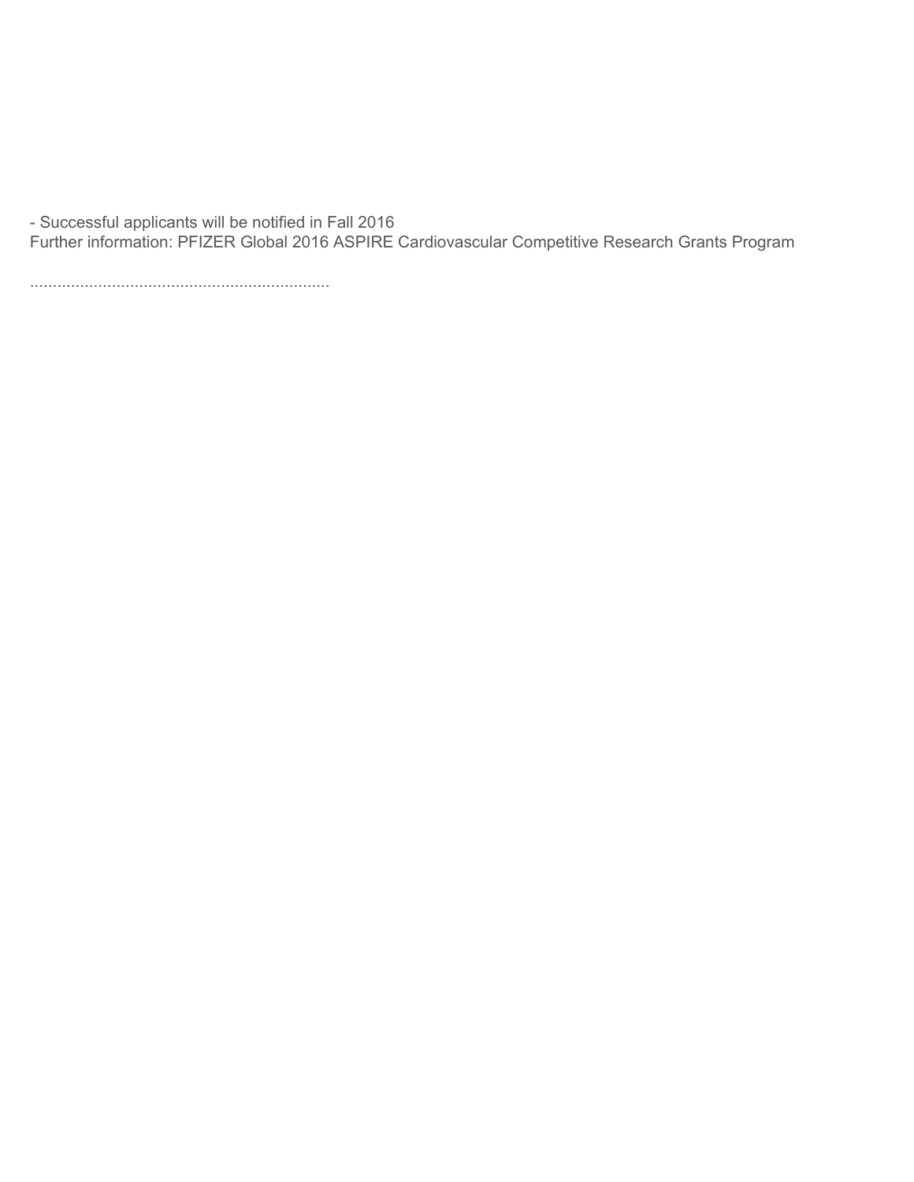- Successful applicants will be notified in Fall 2016

Further information: PFIZER Global 2016 ASPIRE Cardiovascular Competitive Research Grants Program

.................................................................